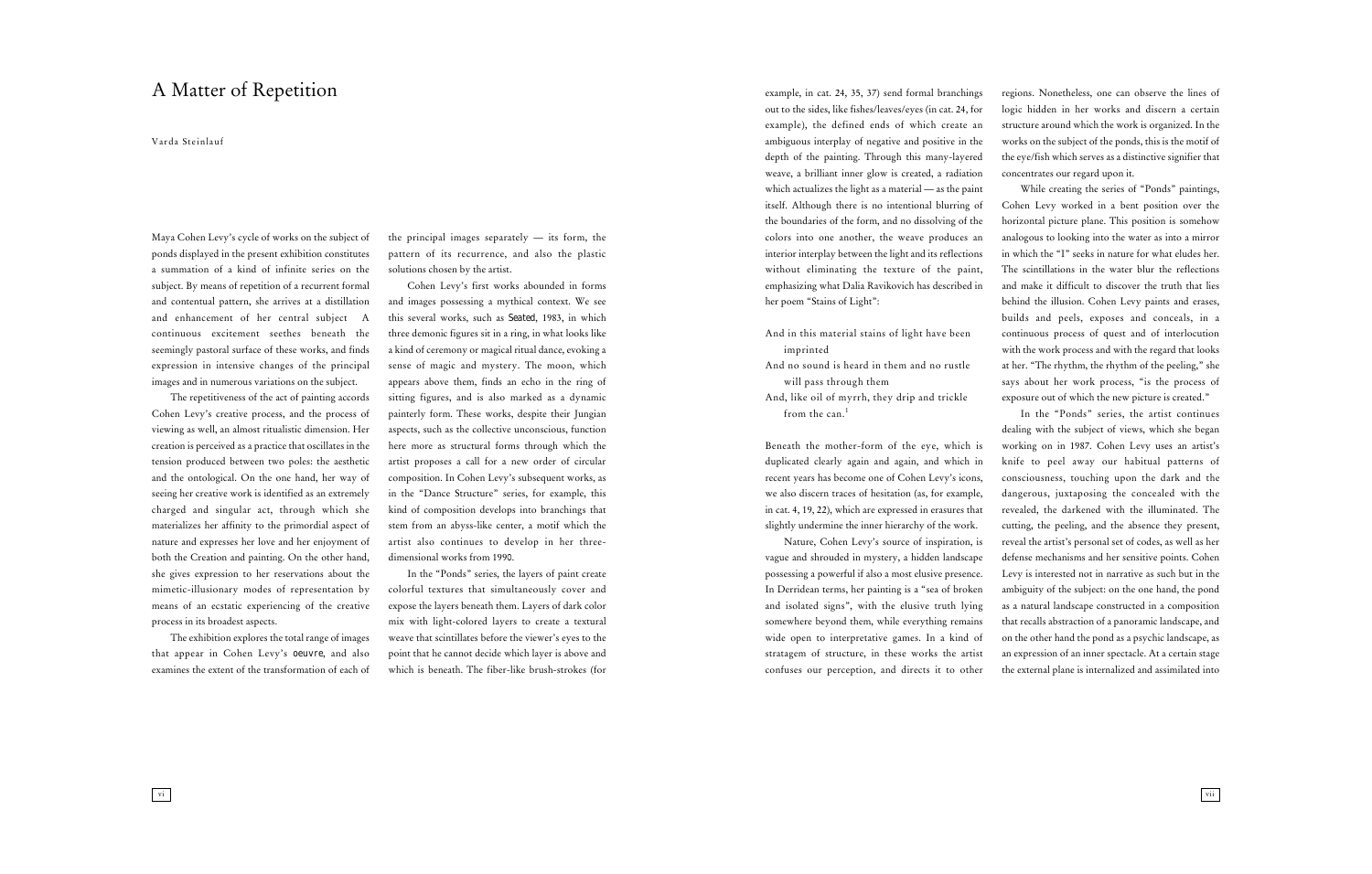# A Matter of Repetition

Varda Steinlauf

Maya Cohen Levy's cycle of works on the subject of ponds displayed in the present exhibition constitutes a summation of a kind of infinite series on the subject. By means of repetition of a recurrent formal and contentual pattern, she arrives at a distillation and enhancement of her central subject A continuous excitement seethes beneath the seemingly pastoral surface of these works, and finds expression in intensive changes of the principal images and in numerous variations on the subject.

The repetitiveness of the act of painting accords Cohen Levy's creative process, and the process of viewing as well, an almost ritualistic dimension. Her creation is perceived as a practice that oscillates in the tension produced between two poles: the aesthetic and the ontological. On the one hand, her way of seeing her creative work is identified as an extremely charged and singular act, through which she materializes her affinity to the primordial aspect of nature and expresses her love and her enjoyment of both the Creation and painting. On the other hand, she gives expression to her reservations about the mimetic-illusionary modes of representation by means of an ecstatic experiencing of the creative process in its broadest aspects.

The exhibition explores the total range of images that appear in Cohen Levy's *oeuvre*, and also examines the extent of the transformation of each of the principal images separately — its form, the pattern of its recurrence, and also the plastic solutions chosen by the artist.

Cohen Levy's first works abounded in forms and images possessing a mythical context. We see this several works, such as *Seated*, 1983, in which three demonic figures sit in a ring, in what looks like a kind of ceremony or magical ritual dance, evoking a sense of magic and mystery. The moon, which appears above them, finds an echo in the ring of sitting figures, and is also marked as a dynamic painterly form. These works, despite their Jungian aspects, such as the collective unconscious, function here more as structural forms through which the artist proposes a call for a new order of circular composition. In Cohen Levy's subsequent works, as in the "Dance Structure" series, for example, this kind of composition develops into branchings that stem from an abyss-like center, a motif which the artist also continues to develop in her three-dimensional works from 1990.

In the "Ponds" series, the layers of paint create colorful textures that simultaneously cover and expose the layers beneath them. Layers of dark color mix with light-colored layers to create a textural weave that scintillates before the viewer's eyes to the point that he cannot decide which layer is above and which is beneath. The fiber-like brush-strokes (for example, in cat. 24, 35, 37) send formal branchings out to the sides, like fishes/leaves/eyes (in cat. 24, for example), the defined ends of which create an ambiguous interplay of negative and positive in the depth of the painting. Through this many-layered weave, a brilliant inner glow is created, a radiation which actualizes the light as a material — as the paint itself. Although there is no intentional blurring of the boundaries of the form, and no dissolving of the colors into one another, the weave produces an interior interplay between the light and its reflections without eliminating the texture of the paint, emphasizing what Dalia Ravikovich has described in her poem "Stains of Light":

> And in this material stains of light have been imprinted
> And no sound is heard in them and no rustle will pass through them
> And, like oil of myrrh, they drip and trickle from the can.[1]

Beneath the mother-form of the eye, which is duplicated clearly again and again, and which in recent years has become one of Cohen Levy's icons, we also discern traces of hesitation (as, for example, in cat. 4, 19, 22), which are expressed in erasures that slightly undermine the inner hierarchy of the work.

Nature, Cohen Levy's source of inspiration, is vague and shrouded in mystery, a hidden landscape possessing a powerful if also a most elusive presence. In Derridean terms, her painting is a "sea of broken and isolated signs", with the elusive truth lying somewhere beyond them, while everything remains wide open to interpretative games. In a kind of stratagem of structure, in these works the artist confuses our perception, and directs it to other regions. Nonetheless, one can observe the lines of logic hidden in her works and discern a certain structure around which the work is organized. In the works on the subject of the ponds, this is the motif of the eye/fish which serves as a distinctive signifier that concentrates our regard upon it.

While creating the series of "Ponds" paintings, Cohen Levy worked in a bent position over the horizontal picture plane. This position is somehow analogous to looking into the water as into a mirror in which the "I" seeks in nature for what eludes her. The scintillations in the water blur the reflections and make it difficult to discover the truth that lies behind the illusion. Cohen Levy paints and erases, builds and peels, exposes and conceals, in a continuous process of quest and of interlocution with the work process and with the regard that looks at her. "The rhythm, the rhythm of the peeling," she says about her work process, "is the process of exposure out of which the new picture is created."

In the "Ponds" series, the artist continues dealing with the subject of views, which she began working on in 1987. Cohen Levy uses an artist's knife to peel away our habitual patterns of consciousness, touching upon the dark and the dangerous, juxtaposing the concealed with the revealed, the darkened with the illuminated. The cutting, the peeling, and the absence they present, reveal the artist's personal set of codes, as well as her defense mechanisms and her sensitive points. Cohen Levy is interested not in narrative as such but in the ambiguity of the subject: on the one hand, the pond as a natural landscape constructed in a composition that recalls abstraction of a panoramic landscape, and on the other hand the pond as a psychic landscape, as an expression of an inner spectacle. At a certain stage the external plane is internalized and assimilated into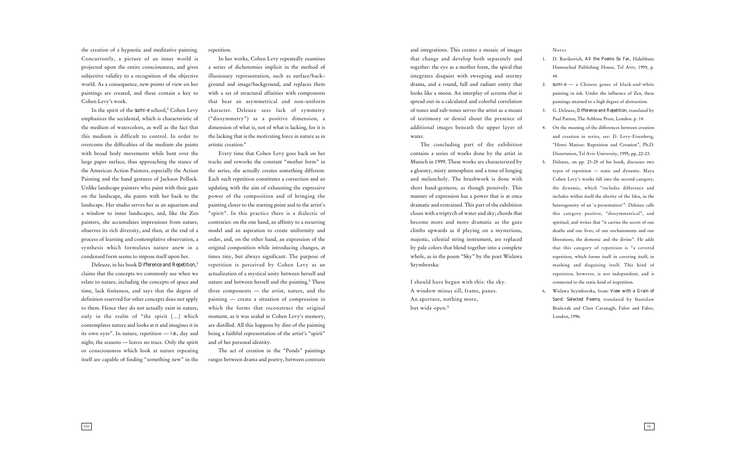the creation of a hypnotic and meditative painting. Concurrently, a picture of an inner world is projected upon the entire consciousness, and gives subjective validity to a recognition of the objective world. As a consequence, new points of view on her paintings are created, and these contain a key to Cohen Levy's work.

In the spirit of the *sumi-e* school,[2] Cohen Levy emphasizes the accidental, which is characteristic of the medium of watercolors, as well as the fact that this medium is difficult to control. In order to overcome the difficulties of the medium she paints with broad body movements while bent over the large paper surface, thus approaching the stance of the American Action Painters, especially the Action Painting and the hand gestures of Jackson Pollock. Unlike landscape painters who paint with their gaze on the landscape, she paints with her back to the landscape. Her studio serves her as an aquarium and a window to inner landscapes, and, like the Zen painters, she accumulates impressions from nature, observes its rich diversity, and then, at the end of a process of learning and contemplative observation, a synthesis which formulates nature anew in a condensed form seems to impose itself upon her.

Deleuze, in his book *Difference and Repetition*,[3] claims that the concepts we commonly use when we relate to nature, including the concepts of space and time, lack finiteness, and says that the degree of definition reserved for other concepts does not apply to them. Hence they do not actually exist in nature, only in the realm of "the spirit [...] which contemplates nature and looks at it and imagines it in its own eyes". In nature, repetition — *i.e.*, day and night, the seasons — leaves no trace. Only the spirit or consciousness which look at nature repeating itself are capable of finding "something new" in the repetition.

In her works, Cohen Levy repeatedly examines a series of dichotomies implicit in the method of illusionary representation, such as surface/back–ground and image/background, and replaces them with a set of structural affinities with components that bear an asymmetrical and non-uniform character. Deleuze sees lack of symmetry ("dissymmetry") as a positive dimension, a dimension of what is, not of what is lacking, for it is the lacking that is the motivating force in nature as in artistic creation.[4]

Every time that Cohen Levy goes back on her tracks and reworks the constant "mother form" in the series, she actually creates something different. Each such repetition constitutes a correction and an updating with the aim of exhausting the expressive power of the composition and of bringing the painting closer to the starting point and to the artist's "spirit". In this practice there is a dialectic of contraries: on the one hand, an affinity to a recurring model and an aspiration to create uniformity and order, and, on the other hand, an expression of the original composition while introducing changes, at times tiny, but always significant. The purpose of repetition is perceived by Cohen Levy as an actualization of a mystical unity between herself and nature and between herself and the painting.[5] These three components — the artist, nature, and the painting — create a situation of compression in which the forms that reconstruct the original moment, as it was sealed in Cohen Levy's memory, are distilled. All this happens by dint of the painting being a faithful representation of the artist's "spirit" and of her personal identity.

The act of creation in the "Ponds" paintings ranges between drama and poetry, between contrasts and integrations. This creates a mosaic of images that change and develop both separately and together: the eye as a mother form, the spiral that integrates disquiet with sweeping and stormy drama, and a round, full and radiant entity that looks like a moon. An interplay of screens that is spread out in a calculated and colorful correlation of tones and sub-tones serves the artist as a means of testimony or denial about the presence of additional images beneath the upper layer of water.

The concluding part of the exhibition contains a series of works done by the artist in Munich in 1999. These works are characterized by a gloomy, misty atmosphere and a tone of longing and melancholy. The brushwork is done with short hand-gestures, as though pensively. This manner of expression has a power that is at once dramatic and restrained. This part of the exhibition closes with a triptych of water and sky; chords that become more and more dramatic as the gaze climbs upwards as if playing on a mysterious, majestic, celestial string instrument, are replaced by pale colors that blend together into a complete whole, as in the poem "Sky" by the poet Wislawa Szymborska:

I should have begun with this: the sky.
A window minus sill, frame, panes.
An aperture, nothing more,
but wide open.[6]

Notes

1. D. Ravikovich, *All the Poems So Far*, Hakibbutz Hameuchad Publishing House, Tel Aviv, 1995, p. 44.
2. *sumi-e* — a Chinese genre of black-and-white painting in ink. Under the influence of Zen, these paintings attained to a high degree of abstraction.
3. G. Deleuze, *Difference and Repetition*, translated by Paul Patton, The Athlone Press, London. p. 14.
4. On the meaning of the differences between creation and creation in series, see: D. Levy-Eisenberg, "Henri Matisse: Repetition and Creation", Ph.D. Dissertation, Tel Aviv University, 1995, pp, 22-23.
5. Deleuze, on pp. 23-25 of his book, discusses two types of repetition — static and dynamic. Maya Cohen Levy's works fall into the second category, the dynamic, which "includes difference and includes within itself the alterity of the Idea, in the heterogeneity of an 'a-presentation'". Deleuze calls this category positive, "dissymmetrical", and spiritual, and writes that "it carries the secret of our deaths and our lives, of our enchainments and our liberations, the demonic and the divine". He adds that this category of repetition is "a covered repetition, which forms itself in covering itself, in masking and disguising itself. This kind of repetition, however, is not independent, and is connected to the static kind of irepetition.
6. Wislawa Szymborska, from: *View with a Grain of Sand: Selected Poems*, translated by Stanislaw Barańczak and Clare Cavanagh, Faber and Faber, London, 1996.